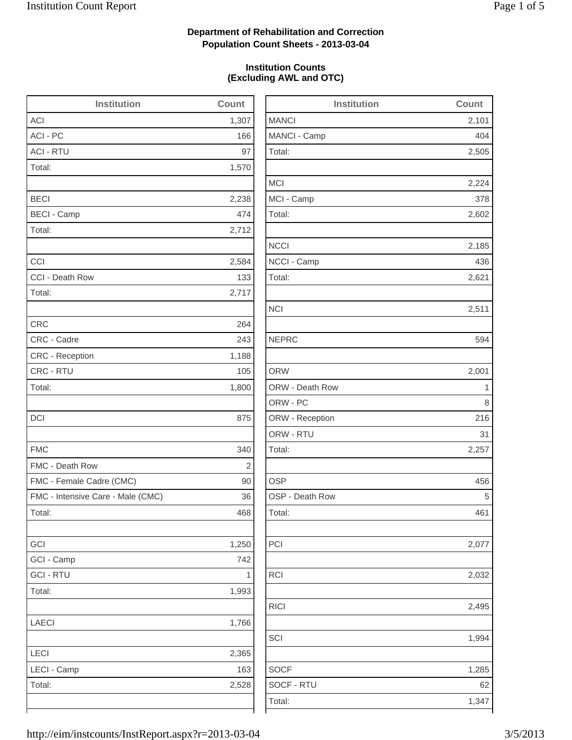**Department of Rehabilitation and Correction**
**Population Count Sheets - 2013-03-04**

**Institution Counts**
**(Excluding AWL and OTC)**

| Institution | Count |
|---|---|
| ACI | 1,307 |
| ACI - PC | 166 |
| ACI - RTU | 97 |
| Total: | 1,570 |
| | |
| BECI | 2,238 |
| BECI - Camp | 474 |
| Total: | 2,712 |
| | |
| CCI | 2,584 |
| CCI - Death Row | 133 |
| Total: | 2,717 |
| | |
| CRC | 264 |
| CRC - Cadre | 243 |
| CRC - Reception | 1,188 |
| CRC - RTU | 105 |
| Total: | 1,800 |
| | |
| DCI | 875 |
| | |
| FMC | 340 |
| FMC - Death Row | 2 |
| FMC - Female Cadre (CMC) | 90 |
| FMC - Intensive Care - Male (CMC) | 36 |
| Total: | 468 |
| | |
| GCI | 1,250 |
| GCI - Camp | 742 |
| GCI - RTU | 1 |
| Total: | 1,993 |
| | |
| LAECI | 1,766 |
| | |
| LECI | 2,365 |
| LECI - Camp | 163 |
| Total: | 2,528 |

| Institution | Count |
|---|---|
| MANCI | 2,101 |
| MANCI - Camp | 404 |
| Total: | 2,505 |
| | |
| MCI | 2,224 |
| MCI - Camp | 378 |
| Total: | 2,602 |
| | |
| NCCI | 2,185 |
| NCCI - Camp | 436 |
| Total: | 2,621 |
| | |
| NCI | 2,511 |
| | |
| NEPRC | 594 |
| | |
| ORW | 2,001 |
| ORW - Death Row | 1 |
| ORW - PC | 8 |
| ORW - Reception | 216 |
| ORW - RTU | 31 |
| Total: | 2,257 |
| | |
| OSP | 456 |
| OSP - Death Row | 5 |
| Total: | 461 |
| | |
| PCI | 2,077 |
| | |
| RCI | 2,032 |
| | |
| RICI | 2,495 |
| | |
| SCI | 1,994 |
| | |
| SOCF | 1,285 |
| SOCF - RTU | 62 |
| Total: | 1,347 |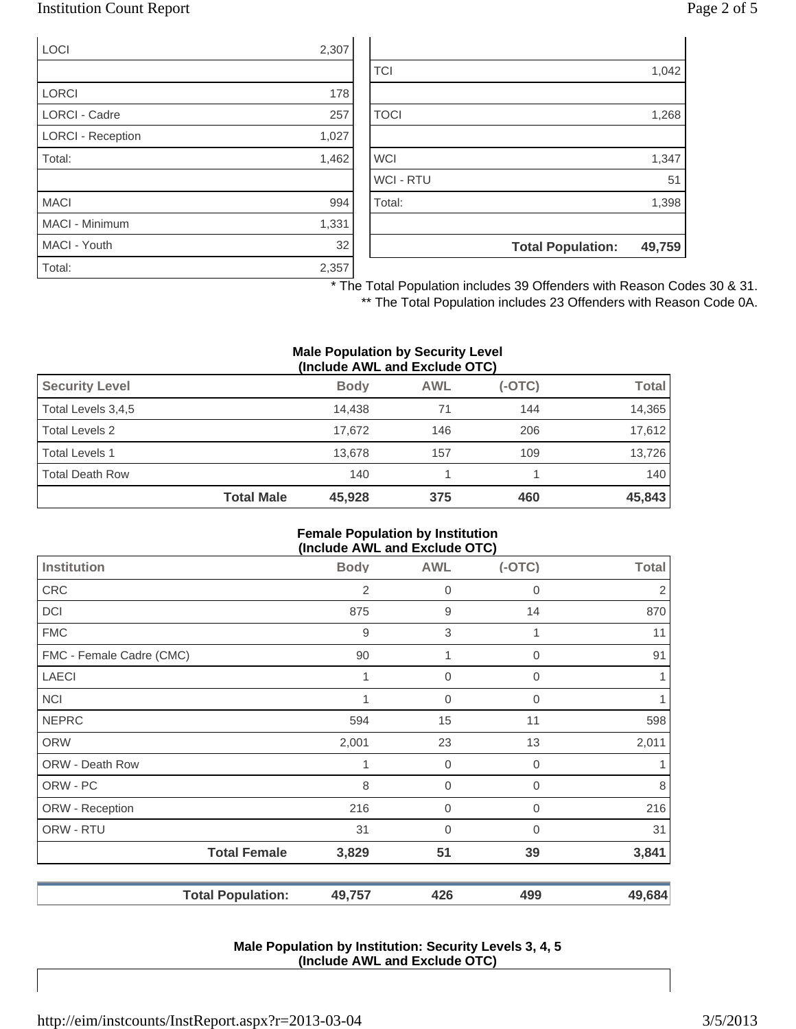| | |
|---|---|
| LOCI | 2,307 |
| | |
| LORCI | 178 |
| LORCI - Cadre | 257 |
| LORCI - Reception | 1,027 |
| Total: | 1,462 |
| | |
| MACI | 994 |
| MACI - Minimum | 1,331 |
| MACI - Youth | 32 |
| Total: | 2,357 |

| | |
|---|---|
| | |
| TCI | 1,042 |
| | |
| TOCI | 1,268 |
| | |
| WCI | 1,347 |
| WCI - RTU | 51 |
| Total: | 1,398 |
| | |
| **Total Population:** | **49,759** |

* The Total Population includes 39 Offenders with Reason Codes 30 & 31.
** The Total Population includes 23 Offenders with Reason Code 0A.

**Male Population by Security Level (Include AWL and Exclude OTC)**

| Security Level | Body | AWL | (-OTC) | Total |
|---|---|---|---|---|
| Total Levels 3,4,5 | 14,438 | 71 | 144 | 14,365 |
| Total Levels 2 | 17,672 | 146 | 206 | 17,612 |
| Total Levels 1 | 13,678 | 157 | 109 | 13,726 |
| Total Death Row | 140 | 1 | 1 | 140 |
| **Total Male** | **45,928** | **375** | **460** | **45,843** |

**Female Population by Institution (Include AWL and Exclude OTC)**

| Institution | Body | AWL | (-OTC) | Total |
|---|---|---|---|---|
| CRC | 2 | 0 | 0 | 2 |
| DCI | 875 | 9 | 14 | 870 |
| FMC | 9 | 3 | 1 | 11 |
| FMC - Female Cadre (CMC) | 90 | 1 | 0 | 91 |
| LAECI | 1 | 0 | 0 | 1 |
| NCI | 1 | 0 | 0 | 1 |
| NEPRC | 594 | 15 | 11 | 598 |
| ORW | 2,001 | 23 | 13 | 2,011 |
| ORW - Death Row | 1 | 0 | 0 | 1 |
| ORW - PC | 8 | 0 | 0 | 8 |
| ORW - Reception | 216 | 0 | 0 | 216 |
| ORW - RTU | 31 | 0 | 0 | 31 |
| **Total Female** | **3,829** | **51** | **39** | **3,841** |
| | | | | |
| **Total Population:** | **49,757** | **426** | **499** | **49,684** |

**Male Population by Institution: Security Levels 3, 4, 5 (Include AWL and Exclude OTC)**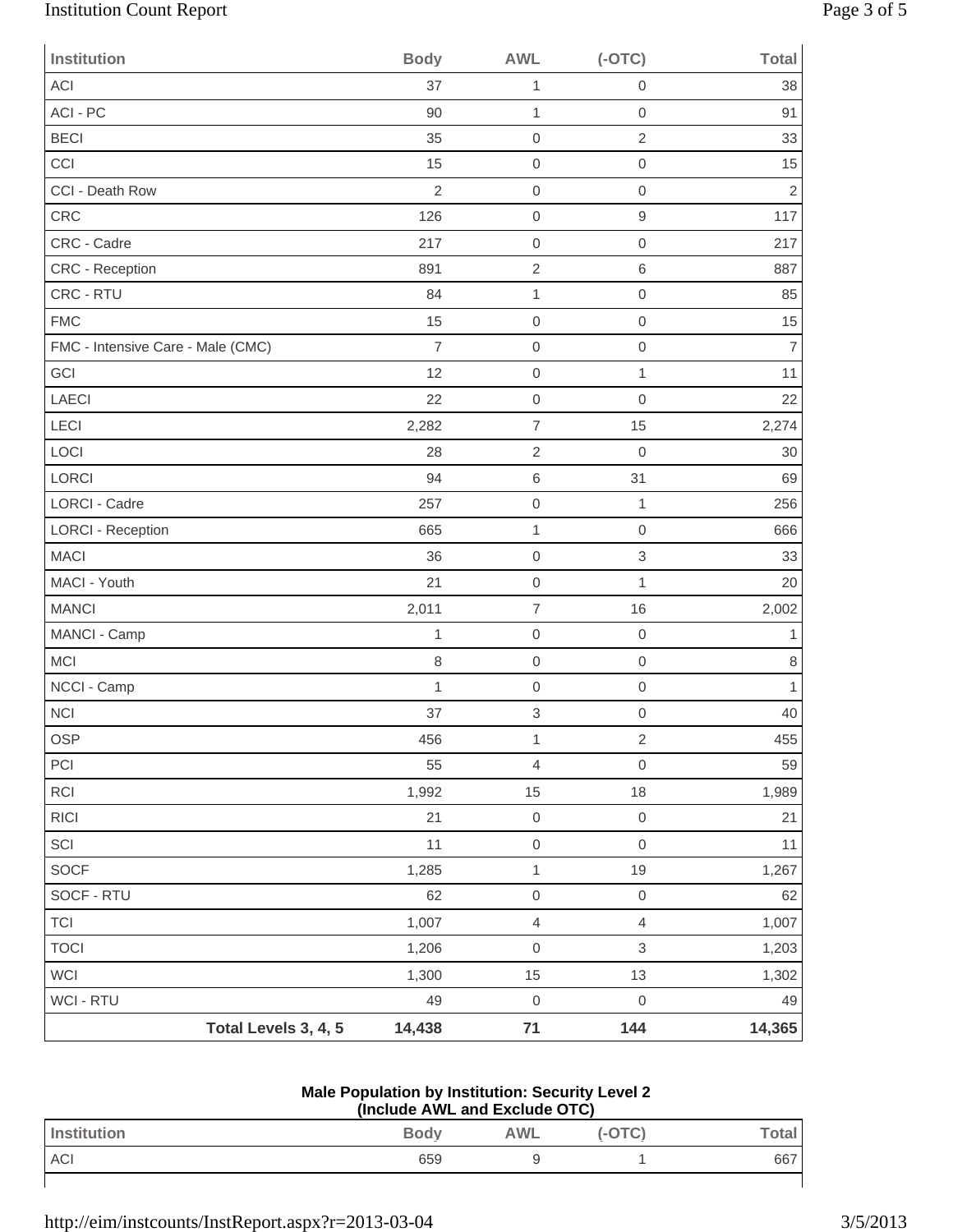| Institution | Body | AWL | (-OTC) | Total |
|---|---|---|---|---|
| ACI | 37 | 1 | 0 | 38 |
| ACI - PC | 90 | 1 | 0 | 91 |
| BECI | 35 | 0 | 2 | 33 |
| CCI | 15 | 0 | 0 | 15 |
| CCI - Death Row | 2 | 0 | 0 | 2 |
| CRC | 126 | 0 | 9 | 117 |
| CRC - Cadre | 217 | 0 | 0 | 217 |
| CRC - Reception | 891 | 2 | 6 | 887 |
| CRC - RTU | 84 | 1 | 0 | 85 |
| FMC | 15 | 0 | 0 | 15 |
| FMC - Intensive Care - Male (CMC) | 7 | 0 | 0 | 7 |
| GCI | 12 | 0 | 1 | 11 |
| LAECI | 22 | 0 | 0 | 22 |
| LECI | 2,282 | 7 | 15 | 2,274 |
| LOCI | 28 | 2 | 0 | 30 |
| LORCI | 94 | 6 | 31 | 69 |
| LORCI - Cadre | 257 | 0 | 1 | 256 |
| LORCI - Reception | 665 | 1 | 0 | 666 |
| MACI | 36 | 0 | 3 | 33 |
| MACI - Youth | 21 | 0 | 1 | 20 |
| MANCI | 2,011 | 7 | 16 | 2,002 |
| MANCI - Camp | 1 | 0 | 0 | 1 |
| MCI | 8 | 0 | 0 | 8 |
| NCCI - Camp | 1 | 0 | 0 | 1 |
| NCI | 37 | 3 | 0 | 40 |
| OSP | 456 | 1 | 2 | 455 |
| PCI | 55 | 4 | 0 | 59 |
| RCI | 1,992 | 15 | 18 | 1,989 |
| RICI | 21 | 0 | 0 | 21 |
| SCI | 11 | 0 | 0 | 11 |
| SOCF | 1,285 | 1 | 19 | 1,267 |
| SOCF - RTU | 62 | 0 | 0 | 62 |
| TCI | 1,007 | 4 | 4 | 1,007 |
| TOCI | 1,206 | 0 | 3 | 1,203 |
| WCI | 1,300 | 15 | 13 | 1,302 |
| WCI - RTU | 49 | 0 | 0 | 49 |
| **Total Levels 3, 4, 5** | **14,438** | **71** | **144** | **14,365** |

**Male Population by Institution: Security Level 2**
**(Include AWL and Exclude OTC)**

| Institution | Body | AWL | (-OTC) | Total |
|---|---|---|---|---|
| ACI | 659 | 9 | 1 | 667 |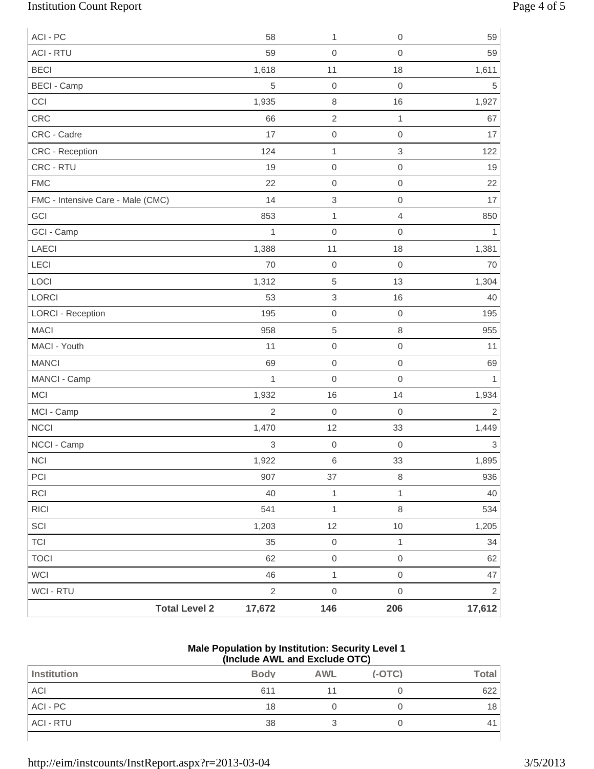| | | | | |
|---|---|---|---|---|
| ACI - PC | 58 | 1 | 0 | 59 |
| ACI - RTU | 59 | 0 | 0 | 59 |
| BECI | 1,618 | 11 | 18 | 1,611 |
| BECI - Camp | 5 | 0 | 0 | 5 |
| CCI | 1,935 | 8 | 16 | 1,927 |
| CRC | 66 | 2 | 1 | 67 |
| CRC - Cadre | 17 | 0 | 0 | 17 |
| CRC - Reception | 124 | 1 | 3 | 122 |
| CRC - RTU | 19 | 0 | 0 | 19 |
| FMC | 22 | 0 | 0 | 22 |
| FMC - Intensive Care - Male (CMC) | 14 | 3 | 0 | 17 |
| GCI | 853 | 1 | 4 | 850 |
| GCI - Camp | 1 | 0 | 0 | 1 |
| LAECI | 1,388 | 11 | 18 | 1,381 |
| LECI | 70 | 0 | 0 | 70 |
| LOCI | 1,312 | 5 | 13 | 1,304 |
| LORCI | 53 | 3 | 16 | 40 |
| LORCI - Reception | 195 | 0 | 0 | 195 |
| MACI | 958 | 5 | 8 | 955 |
| MACI - Youth | 11 | 0 | 0 | 11 |
| MANCI | 69 | 0 | 0 | 69 |
| MANCI - Camp | 1 | 0 | 0 | 1 |
| MCI | 1,932 | 16 | 14 | 1,934 |
| MCI - Camp | 2 | 0 | 0 | 2 |
| NCCI | 1,470 | 12 | 33 | 1,449 |
| NCCI - Camp | 3 | 0 | 0 | 3 |
| NCI | 1,922 | 6 | 33 | 1,895 |
| PCI | 907 | 37 | 8 | 936 |
| RCI | 40 | 1 | 1 | 40 |
| RICI | 541 | 1 | 8 | 534 |
| SCI | 1,203 | 12 | 10 | 1,205 |
| TCI | 35 | 0 | 1 | 34 |
| TOCI | 62 | 0 | 0 | 62 |
| WCI | 46 | 1 | 0 | 47 |
| WCI - RTU | 2 | 0 | 0 | 2 |
| **Total Level 2** | **17,672** | **146** | **206** | **17,612** |

**Male Population by Institution: Security Level 1**
**(Include AWL and Exclude OTC)**

| Institution | Body | AWL | (-OTC) | Total |
|---|---|---|---|---|
| ACI | 611 | 11 | 0 | 622 |
| ACI - PC | 18 | 0 | 0 | 18 |
| ACI - RTU | 38 | 3 | 0 | 41 |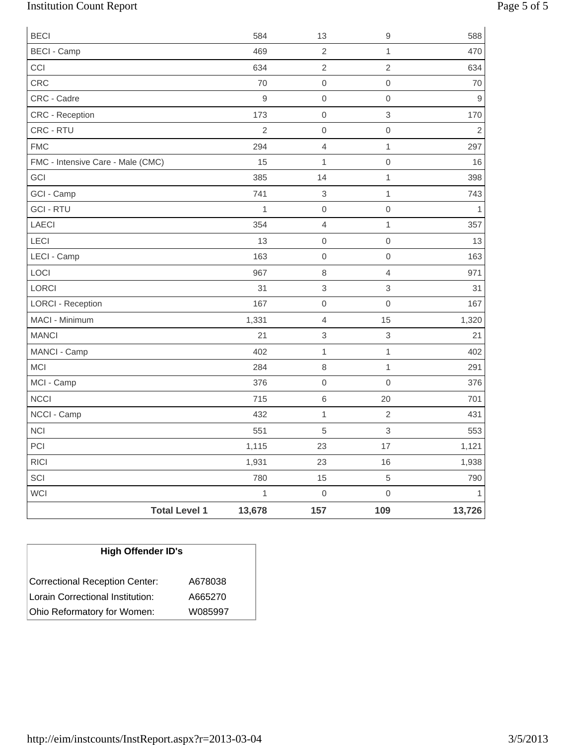| | | | | |
|---|---|---|---|---|
| BECI | 584 | 13 | 9 | 588 |
| BECI - Camp | 469 | 2 | 1 | 470 |
| CCI | 634 | 2 | 2 | 634 |
| CRC | 70 | 0 | 0 | 70 |
| CRC - Cadre | 9 | 0 | 0 | 9 |
| CRC - Reception | 173 | 0 | 3 | 170 |
| CRC - RTU | 2 | 0 | 0 | 2 |
| FMC | 294 | 4 | 1 | 297 |
| FMC - Intensive Care - Male (CMC) | 15 | 1 | 0 | 16 |
| GCI | 385 | 14 | 1 | 398 |
| GCI - Camp | 741 | 3 | 1 | 743 |
| GCI - RTU | 1 | 0 | 0 | 1 |
| LAECI | 354 | 4 | 1 | 357 |
| LECI | 13 | 0 | 0 | 13 |
| LECI - Camp | 163 | 0 | 0 | 163 |
| LOCI | 967 | 8 | 4 | 971 |
| LORCI | 31 | 3 | 3 | 31 |
| LORCI - Reception | 167 | 0 | 0 | 167 |
| MACI - Minimum | 1,331 | 4 | 15 | 1,320 |
| MANCI | 21 | 3 | 3 | 21 |
| MANCI - Camp | 402 | 1 | 1 | 402 |
| MCI | 284 | 8 | 1 | 291 |
| MCI - Camp | 376 | 0 | 0 | 376 |
| NCCI | 715 | 6 | 20 | 701 |
| NCCI - Camp | 432 | 1 | 2 | 431 |
| NCI | 551 | 5 | 3 | 553 |
| PCI | 1,115 | 23 | 17 | 1,121 |
| RICI | 1,931 | 23 | 16 | 1,938 |
| SCI | 780 | 15 | 5 | 790 |
| WCI | 1 | 0 | 0 | 1 |
| **Total Level 1** | **13,678** | **157** | **109** | **13,726** |

| High Offender ID's | |
|---|---|
| Correctional Reception Center: | A678038 |
| Lorain Correctional Institution: | A665270 |
| Ohio Reformatory for Women: | W085997 |